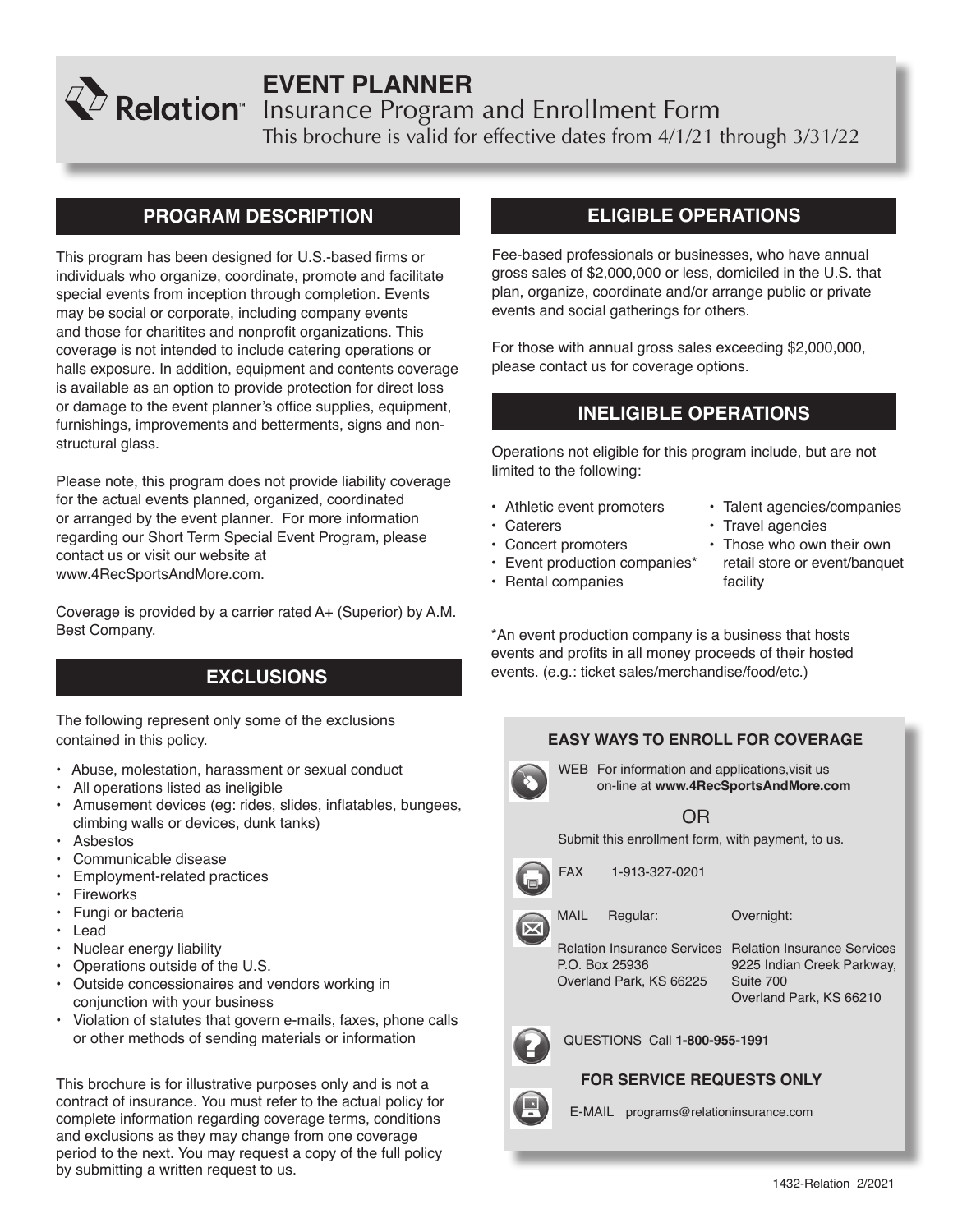# EVENT PLANNER

## Insurance Program and Enrollment Form

This brochure is valid for effective dates from 4/1/21 through 3/31/22

## PROGRAM DESCRIPTION

This program has been designed for U.S.-based firms or individuals who organize, coordinate, promote and facilitate special events from inception through completion. Events may be social or corporate, including company events and those for charitites and nonprofit organizations. This coverage is not intended to include catering operations or halls exposure. In addition, equipment and contents coverage is available as an option to provide protection for direct loss or damage to the event planner's office supplies, equipment, furnishings, improvements and betterments, signs and non-structural glass.

Please note, this program does not provide liability coverage for the actual events planned, organized, coordinated or arranged by the event planner. For more information regarding our Short Term Special Event Program, please contact us or visit our website at www.4RecSportsAndMore.com.

Coverage is provided by a carrier rated A+ (Superior) by A.M. Best Company.

## EXCLUSIONS

The following represent only some of the exclusions contained in this policy.

- Abuse, molestation, harassment or sexual conduct
- All operations listed as ineligible
- Amusement devices (eg: rides, slides, inflatables, bungees, climbing walls or devices, dunk tanks)
- Asbestos
- Communicable disease
- Employment-related practices
- Fireworks
- Fungi or bacteria
- Lead
- Nuclear energy liability
- Operations outside of the U.S.
- Outside concessionaires and vendors working in conjunction with your business
- Violation of statutes that govern e-mails, faxes, phone calls or other methods of sending materials or information

This brochure is for illustrative purposes only and is not a contract of insurance. You must refer to the actual policy for complete information regarding coverage terms, conditions and exclusions as they may change from one coverage period to the next. You may request a copy of the full policy by submitting a written request to us.

## ELIGIBLE OPERATIONS

Fee-based professionals or businesses, who have annual gross sales of $2,000,000 or less, domiciled in the U.S. that plan, organize, coordinate and/or arrange public or private events and social gatherings for others.

For those with annual gross sales exceeding $2,000,000, please contact us for coverage options.

## INELIGIBLE OPERATIONS

Operations not eligible for this program include, but are not limited to the following:

- Athletic event promoters
- Caterers
- Concert promoters
- Event production companies*
- Rental companies
- Talent agencies/companies
- Travel agencies
- Those who own their own retail store or event/banquet facility

*An event production company is a business that hosts events and profits in all money proceeds of their hosted events. (e.g.: ticket sales/merchandise/food/etc.)

### EASY WAYS TO ENROLL FOR COVERAGE

WEB For information and applications,visit us on-line at **www.4RecSportsAndMore.com**

OR

Submit this enrollment form, with payment, to us.

FAX 1-913-327-0201

MAIL

Regular:
Relation Insurance Services
P.O. Box 25936
Overland Park, KS 66225

Overnight:
Relation Insurance Services
9225 Indian Creek Parkway, Suite 700
Overland Park, KS 66210

QUESTIONS Call **1-800-955-1991**

### FOR SERVICE REQUESTS ONLY

E-MAIL programs@relationinsurance.com

1432-Relation 2/2021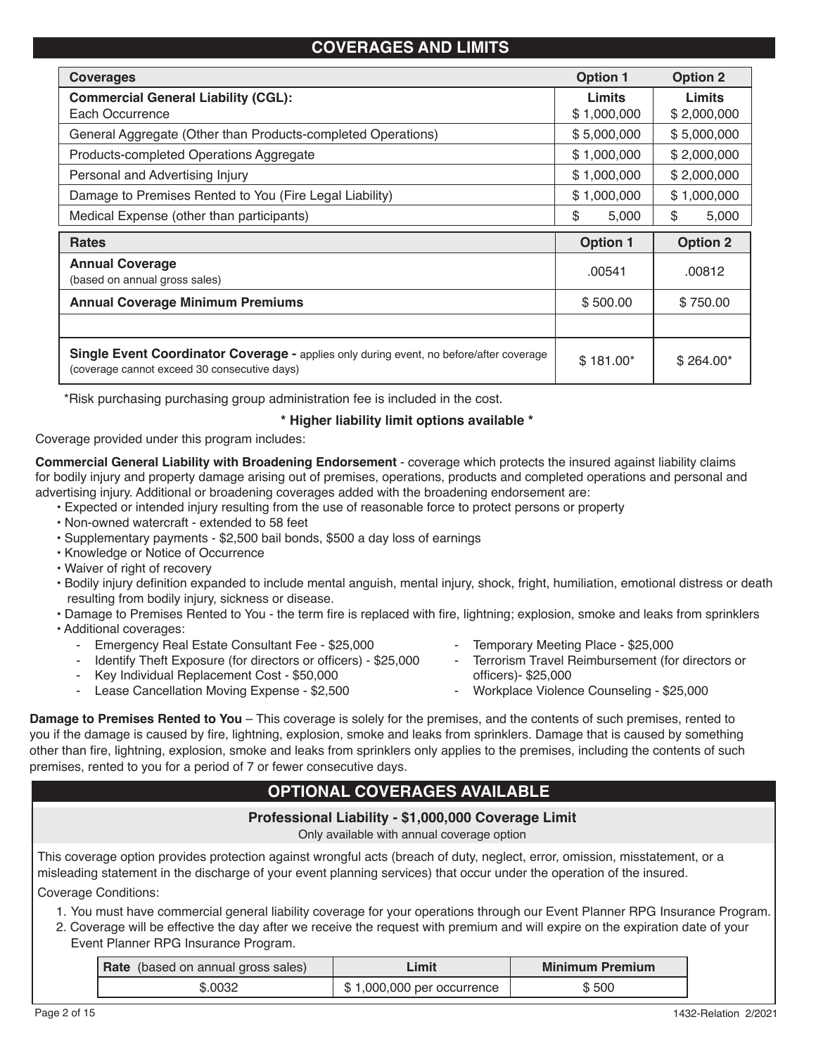## COVERAGES AND LIMITS

| Coverages | Option 1 | Option 2 |
|---|---|---|
| **Commercial General Liability (CGL):** Each Occurrence | **Limits** $ 1,000,000 | **Limits** $ 2,000,000 |
| General Aggregate (Other than Products-completed Operations) | $ 5,000,000 | $ 5,000,000 |
| Products-completed Operations Aggregate | $ 1,000,000 | $ 2,000,000 |
| Personal and Advertising Injury | $ 1,000,000 | $ 2,000,000 |
| Damage to Premises Rented to You (Fire Legal Liability) | $ 1,000,000 | $ 1,000,000 |
| Medical Expense (other than participants) | $ 5,000 | $ 5,000 |

| Rates | Option 1 | Option 2 |
|---|---|---|
| **Annual Coverage** (based on annual gross sales) | .00541 | .00812 |
| **Annual Coverage Minimum Premiums** | $ 500.00 | $ 750.00 |
| | | |
| **Single Event Coordinator Coverage -** applies only during event, no before/after coverage (coverage cannot exceed 30 consecutive days) | $ 181.00* | $ 264.00* |

*Risk purchasing purchasing group administration fee is included in the cost.

**\* Higher liability limit options available \***

Coverage provided under this program includes:

**Commercial General Liability with Broadening Endorsement** - coverage which protects the insured against liability claims for bodily injury and property damage arising out of premises, operations, products and completed operations and personal and advertising injury. Additional or broadening coverages added with the broadening endorsement are:

- Expected or intended injury resulting from the use of reasonable force to protect persons or property
- Non-owned watercraft - extended to 58 feet
- Supplementary payments - $2,500 bail bonds, $500 a day loss of earnings
- Knowledge or Notice of Occurrence
- Waiver of right of recovery
- Bodily injury definition expanded to include mental anguish, mental injury, shock, fright, humiliation, emotional distress or death resulting from bodily injury, sickness or disease.
- Damage to Premises Rented to You - the term fire is replaced with fire, lightning; explosion, smoke and leaks from sprinklers
- Additional coverages:
  - Emergency Real Estate Consultant Fee - $25,000
  - Identify Theft Exposure (for directors or officers) - $25,000
  - Key Individual Replacement Cost - $50,000
  - Lease Cancellation Moving Expense - $2,500
  - Temporary Meeting Place - $25,000
  - Terrorism Travel Reimbursement (for directors or officers)- $25,000
  - Workplace Violence Counseling - $25,000

**Damage to Premises Rented to You** – This coverage is solely for the premises, and the contents of such premises, rented to you if the damage is caused by fire, lightning, explosion, smoke and leaks from sprinklers. Damage that is caused by something other than fire, lightning, explosion, smoke and leaks from sprinklers only applies to the premises, including the contents of such premises, rented to you for a period of 7 or fewer consecutive days.

## OPTIONAL COVERAGES AVAILABLE

### Professional Liability - $1,000,000 Coverage Limit

Only available with annual coverage option

This coverage option provides protection against wrongful acts (breach of duty, neglect, error, omission, misstatement, or a misleading statement in the discharge of your event planning services) that occur under the operation of the insured.

Coverage Conditions:

1. You must have commercial general liability coverage for your operations through our Event Planner RPG Insurance Program.
2. Coverage will be effective the day after we receive the request with premium and will expire on the expiration date of your Event Planner RPG Insurance Program.

| **Rate** (based on annual gross sales) | Limit | Minimum Premium |
|---|---|---|
| $.0032 | $ 1,000,000 per occurrence | $ 500 |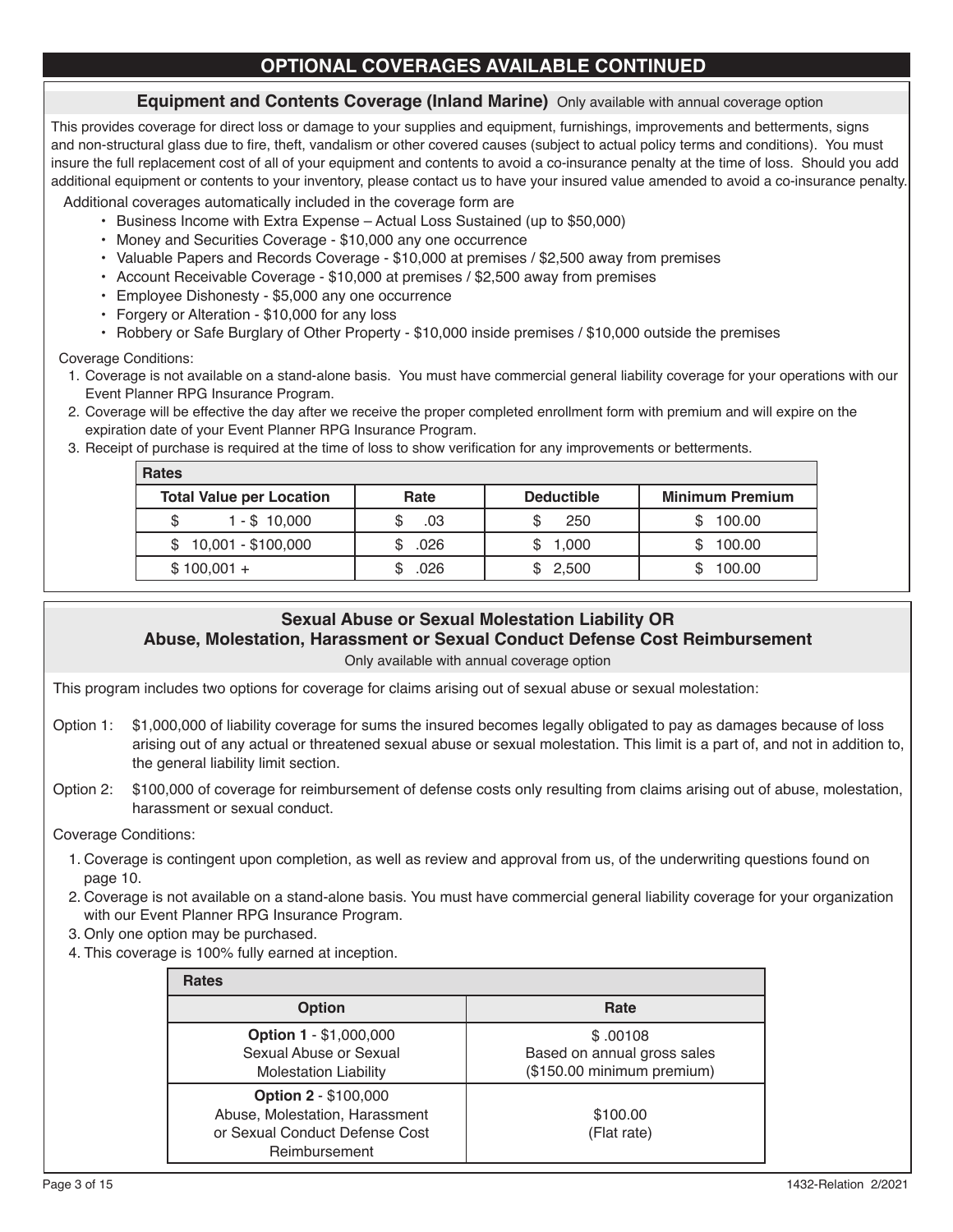# OPTIONAL COVERAGES AVAILABLE CONTINUED

## Equipment and Contents Coverage (Inland Marine) Only available with annual coverage option

This provides coverage for direct loss or damage to your supplies and equipment, furnishings, improvements and betterments, signs and non-structural glass due to fire, theft, vandalism or other covered causes (subject to actual policy terms and conditions). You must insure the full replacement cost of all of your equipment and contents to avoid a co-insurance penalty at the time of loss. Should you add additional equipment or contents to your inventory, please contact us to have your insured value amended to avoid a co-insurance penalty.

Additional coverages automatically included in the coverage form are

- Business Income with Extra Expense – Actual Loss Sustained (up to $50,000)
- Money and Securities Coverage - $10,000 any one occurrence
- Valuable Papers and Records Coverage - $10,000 at premises / $2,500 away from premises
- Account Receivable Coverage - $10,000 at premises / $2,500 away from premises
- Employee Dishonesty - $5,000 any one occurrence
- Forgery or Alteration - $10,000 for any loss
- Robbery or Safe Burglary of Other Property - $10,000 inside premises / $10,000 outside the premises

Coverage Conditions:

1. Coverage is not available on a stand-alone basis. You must have commercial general liability coverage for your operations with our Event Planner RPG Insurance Program.
2. Coverage will be effective the day after we receive the proper completed enrollment form with premium and will expire on the expiration date of your Event Planner RPG Insurance Program.
3. Receipt of purchase is required at the time of loss to show verification for any improvements or betterments.

| Rates | | | |
|---|---|---|---|
| **Total Value per Location** | **Rate** | **Deductible** | **Minimum Premium** |
| $ 1 - $ 10,000 | $ .03 | $ 250 | $ 100.00 |
| $ 10,001 - $100,000 | $ .026 | $ 1,000 | $ 100.00 |
| $ 100,001 + | $ .026 | $ 2,500 | $ 100.00 |

## Sexual Abuse or Sexual Molestation Liability OR Abuse, Molestation, Harassment or Sexual Conduct Defense Cost Reimbursement

Only available with annual coverage option

This program includes two options for coverage for claims arising out of sexual abuse or sexual molestation:

Option 1: $1,000,000 of liability coverage for sums the insured becomes legally obligated to pay as damages because of loss arising out of any actual or threatened sexual abuse or sexual molestation. This limit is a part of, and not in addition to, the general liability limit section.

Option 2: $100,000 of coverage for reimbursement of defense costs only resulting from claims arising out of abuse, molestation, harassment or sexual conduct.

Coverage Conditions:

1. Coverage is contingent upon completion, as well as review and approval from us, of the underwriting questions found on page 10.
2. Coverage is not available on a stand-alone basis. You must have commercial general liability coverage for your organization with our Event Planner RPG Insurance Program.
3. Only one option may be purchased.
4. This coverage is 100% fully earned at inception.

| Rates | |
|---|---|
| **Option** | **Rate** |
| **Option 1** - $1,000,000 Sexual Abuse or Sexual Molestation Liability | $ .00108 Based on annual gross sales ($150.00 minimum premium) |
| **Option 2** - $100,000 Abuse, Molestation, Harassment or Sexual Conduct Defense Cost Reimbursement | $100.00 (Flat rate) |

1432-Relation 2/2021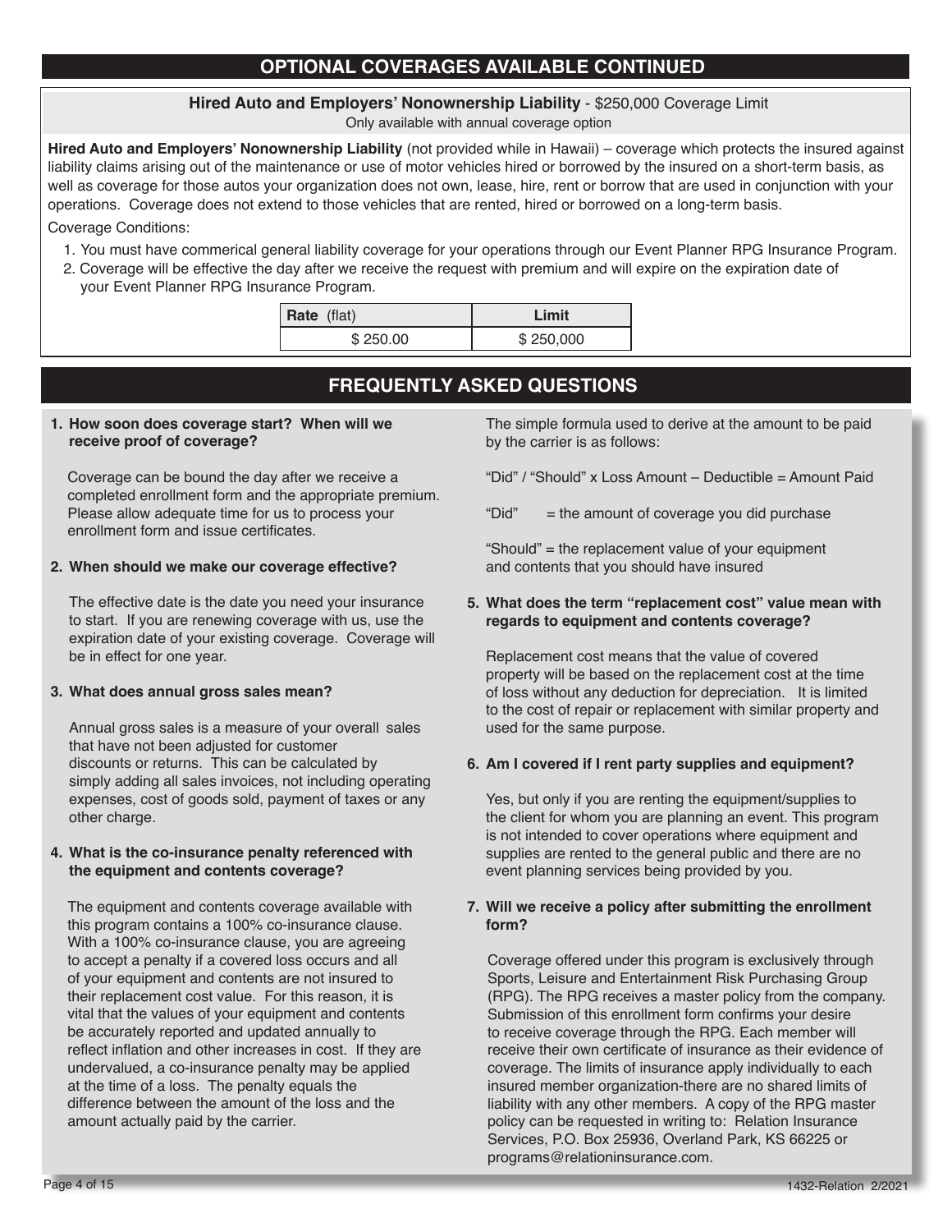## OPTIONAL COVERAGES AVAILABLE CONTINUED

**Hired Auto and Employers' Nonownership Liability** - $250,000 Coverage Limit
Only available with annual coverage option

**Hired Auto and Employers' Nonownership Liability** (not provided while in Hawaii) – coverage which protects the insured against liability claims arising out of the maintenance or use of motor vehicles hired or borrowed by the insured on a short-term basis, as well as coverage for those autos your organization does not own, lease, hire, rent or borrow that are used in conjunction with your operations. Coverage does not extend to those vehicles that are rented, hired or borrowed on a long-term basis.

Coverage Conditions:

1. You must have commerical general liability coverage for your operations through our Event Planner RPG Insurance Program.
2. Coverage will be effective the day after we receive the request with premium and will expire on the expiration date of your Event Planner RPG Insurance Program.

| **Rate** (flat) | **Limit** |
|---|---|
| $ 250.00 | $ 250,000 |

## FREQUENTLY ASKED QUESTIONS

**1. How soon does coverage start? When will we receive proof of coverage?**

Coverage can be bound the day after we receive a completed enrollment form and the appropriate premium. Please allow adequate time for us to process your enrollment form and issue certificates.

**2. When should we make our coverage effective?**

The effective date is the date you need your insurance to start. If you are renewing coverage with us, use the expiration date of your existing coverage. Coverage will be in effect for one year.

**3. What does annual gross sales mean?**

Annual gross sales is a measure of your overall sales that have not been adjusted for customer discounts or returns. This can be calculated by simply adding all sales invoices, not including operating expenses, cost of goods sold, payment of taxes or any other charge.

**4. What is the co-insurance penalty referenced with the equipment and contents coverage?**

The equipment and contents coverage available with this program contains a 100% co-insurance clause. With a 100% co-insurance clause, you are agreeing to accept a penalty if a covered loss occurs and all of your equipment and contents are not insured to their replacement cost value. For this reason, it is vital that the values of your equipment and contents be accurately reported and updated annually to reflect inflation and other increases in cost. If they are undervalued, a co-insurance penalty may be applied at the time of a loss. The penalty equals the difference between the amount of the loss and the amount actually paid by the carrier.

The simple formula used to derive at the amount to be paid by the carrier is as follows:

"Did" / "Should" x Loss Amount – Deductible = Amount Paid

"Did" = the amount of coverage you did purchase

"Should" = the replacement value of your equipment and contents that you should have insured

**5. What does the term "replacement cost" value mean with regards to equipment and contents coverage?**

Replacement cost means that the value of covered property will be based on the replacement cost at the time of loss without any deduction for depreciation. It is limited to the cost of repair or replacement with similar property and used for the same purpose.

**6. Am I covered if I rent party supplies and equipment?**

Yes, but only if you are renting the equipment/supplies to the client for whom you are planning an event. This program is not intended to cover operations where equipment and supplies are rented to the general public and there are no event planning services being provided by you.

**7. Will we receive a policy after submitting the enrollment form?**

Coverage offered under this program is exclusively through Sports, Leisure and Entertainment Risk Purchasing Group (RPG). The RPG receives a master policy from the company. Submission of this enrollment form confirms your desire to receive coverage through the RPG. Each member will receive their own certificate of insurance as their evidence of coverage. The limits of insurance apply individually to each insured member organization-there are no shared limits of liability with any other members. A copy of the RPG master policy can be requested in writing to: Relation Insurance Services, P.O. Box 25936, Overland Park, KS 66225 or programs@relationinsurance.com.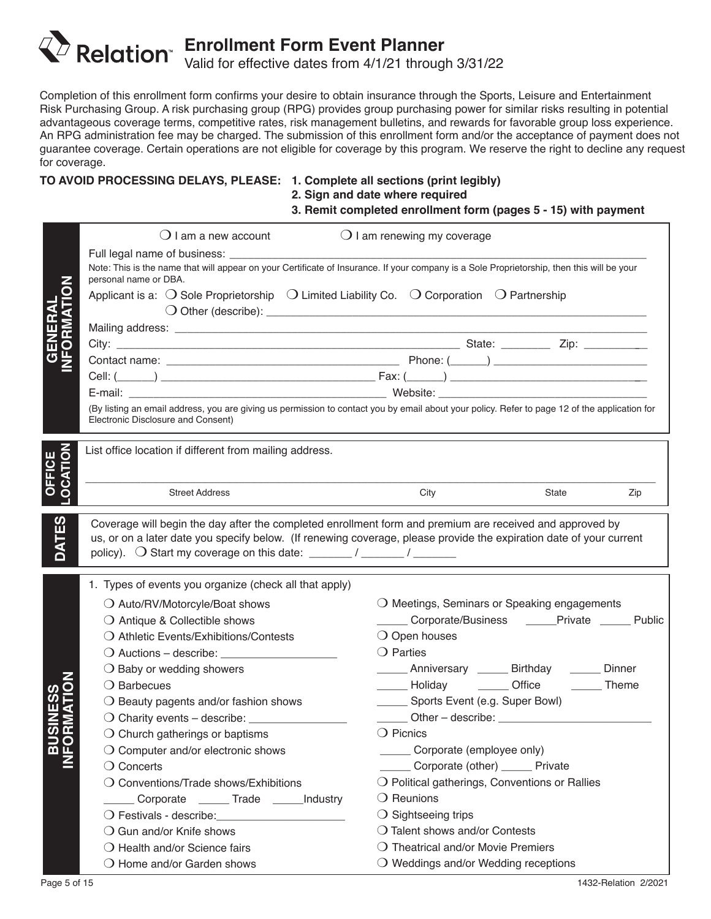# Relation

## Enrollment Form Event Planner

Valid for effective dates from 4/1/21 through 3/31/22

Completion of this enrollment form confirms your desire to obtain insurance through the Sports, Leisure and Entertainment Risk Purchasing Group. A risk purchasing group (RPG) provides group purchasing power for similar risks resulting in potential advantageous coverage terms, competitive rates, risk management bulletins, and rewards for favorable group loss experience. An RPG administration fee may be charged. The submission of this enrollment form and/or the acceptance of payment does not guarantee coverage. Certain operations are not eligible for coverage by this program. We reserve the right to decline any request for coverage.

**TO AVOID PROCESSING DELAYS, PLEASE:**
**1. Complete all sections (print legibly)**
**2. Sign and date where required**
**3. Remit completed enrollment form (pages 5 - 15) with payment**

### GENERAL INFORMATION

❍ I am a new account ❍ I am renewing my coverage

Full legal name of business: ______________________________

Note: This is the name that will appear on your Certificate of Insurance. If your company is a Sole Proprietorship, then this will be your personal name or DBA.

Applicant is a: ❍ Sole Proprietorship ❍ Limited Liability Co. ❍ Corporation ❍ Partnership
❍ Other (describe): ______________________________

Mailing address: ______________________________

City: ______________________________ State: ________ Zip: __________

Contact name: ______________________________ Phone: (______) ______________________

Cell: (______) ______________________ Fax: (______) ______________________

E-mail: ______________________________ Website: ______________________________

(By listing an email address, you are giving us permission to contact you by email about your policy. Refer to page 12 of the application for Electronic Disclosure and Consent)

### OFFICE LOCATION

List office location if different from mailing address.

______________________________________________________________

Street Address | City | State | Zip

### DATES

Coverage will begin the day after the completed enrollment form and premium are received and approved by us, or on a later date you specify below. (If renewing coverage, please provide the expiration date of your current policy). ❍ Start my coverage on this date: _______ / _______ / _______

### BUSINESS INFORMATION

1. Types of events you organize (check all that apply)

- ❍ Auto/RV/Motorcycle/Boat shows
- ❍ Antique & Collectible shows
- ❍ Athletic Events/Exhibitions/Contests
- ❍ Auctions – describe: ___________________
- ❍ Baby or wedding showers
- ❍ Barbecues
- ❍ Beauty pagents and/or fashion shows
- ❍ Charity events – describe: ________________
- ❍ Church gatherings or baptisms
- ❍ Computer and/or electronic shows
- ❍ Concerts
- ❍ Conventions/Trade shows/Exhibitions
  _____ Corporate _____ Trade _____Industry
- ❍ Festivals - describe:_____________________
- ❍ Gun and/or Knife shows
- ❍ Health and/or Science fairs
- ❍ Home and/or Garden shows
- ❍ Meetings, Seminars or Speaking engagements
  _____ Corporate/Business _____Private _____ Public
- ❍ Open houses
- ❍ Parties
  _____ Anniversary _____ Birthday _____ Dinner
  _____ Holiday _____ Office _____ Theme
  _____ Sports Event (e.g. Super Bowl)
  _____ Other – describe: _________________________
- ❍ Picnics
  _____ Corporate (employee only)
  _____ Corporate (other) _____ Private
- ❍ Political gatherings, Conventions or Rallies
- ❍ Reunions
- ❍ Sightseeing trips
- ❍ Talent shows and/or Contests
- ❍ Theatrical and/or Movie Premiers
- ❍ Weddings and/or Wedding receptions

1432-Relation 2/2021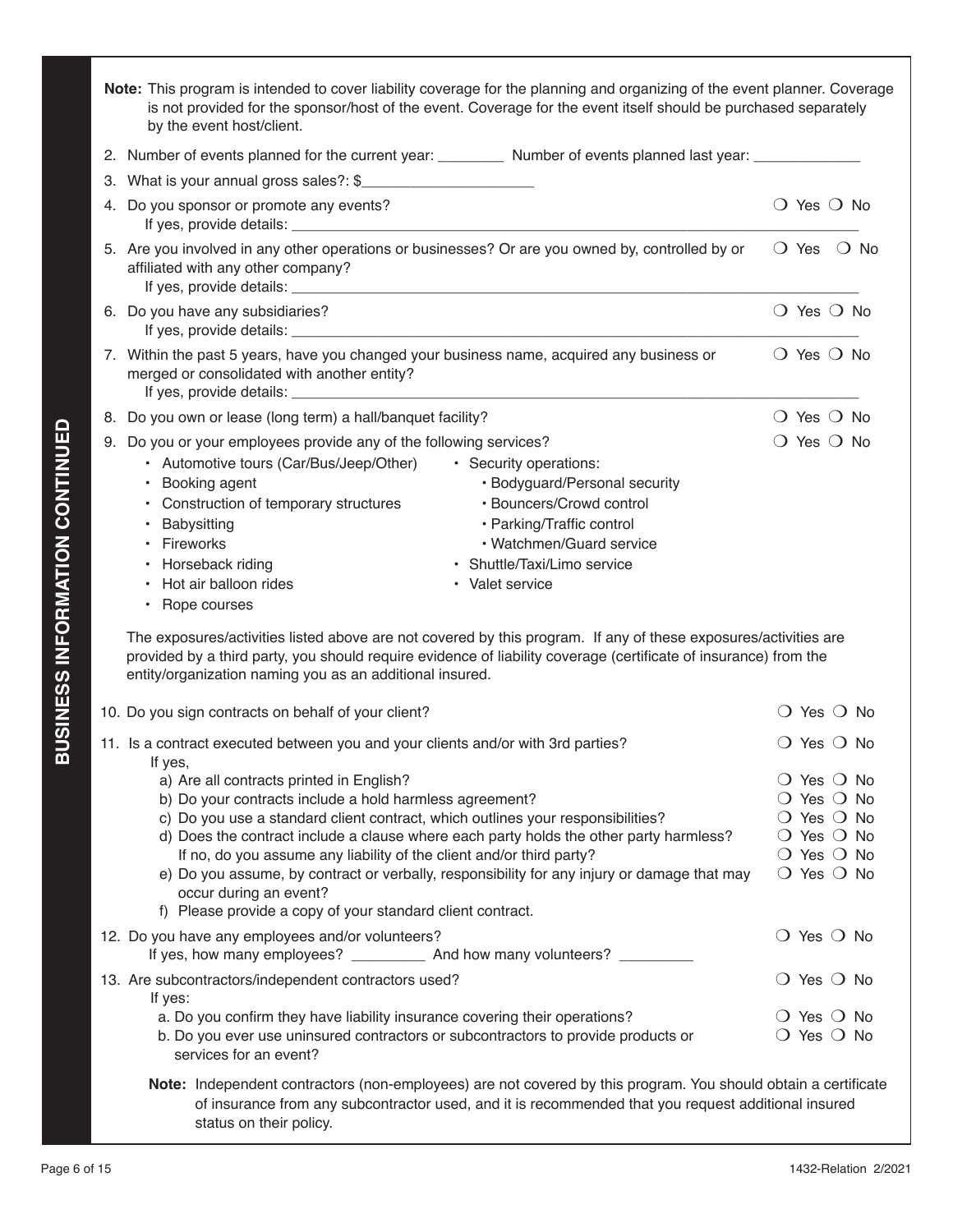## BUSINESS INFORMATION CONTINUED

**Note:** This program is intended to cover liability coverage for the planning and organizing of the event planner. Coverage is not provided for the sponsor/host of the event. Coverage for the event itself should be purchased separately by the event host/client.

2. Number of events planned for the current year: ________ Number of events planned last year: _____________

3. What is your annual gross sales?: $____________________

4. Do you sponsor or promote any events? ❍ Yes ❍ No
   If yes, provide details: ____________________

5. Are you involved in any other operations or businesses? Or are you owned by, controlled by or affiliated with any other company? ❍ Yes ❍ No
   If yes, provide details: ____________________

6. Do you have any subsidiaries? ❍ Yes ❍ No
   If yes, provide details: ____________________

7. Within the past 5 years, have you changed your business name, acquired any business or merged or consolidated with another entity? ❍ Yes ❍ No
   If yes, provide details: ____________________

8. Do you own or lease (long term) a hall/banquet facility? ❍ Yes ❍ No

9. Do you or your employees provide any of the following services? ❍ Yes ❍ No
   - Automotive tours (Car/Bus/Jeep/Other)
   - Booking agent
   - Construction of temporary structures
   - Babysitting
   - Fireworks
   - Horseback riding
   - Hot air balloon rides
   - Rope courses
   - Security operations:
     - Bodyguard/Personal security
     - Bouncers/Crowd control
     - Parking/Traffic control
     - Watchmen/Guard service
   - Shuttle/Taxi/Limo service
   - Valet service

   The exposures/activities listed above are not covered by this program. If any of these exposures/activities are provided by a third party, you should require evidence of liability coverage (certificate of insurance) from the entity/organization naming you as an additional insured.

10. Do you sign contracts on behalf of your client? ❍ Yes ❍ No

11. Is a contract executed between you and your clients and/or with 3rd parties? ❍ Yes ❍ No
    If yes,
    a) Are all contracts printed in English? ❍ Yes ❍ No
    b) Do your contracts include a hold harmless agreement? ❍ Yes ❍ No
    c) Do you use a standard client contract, which outlines your responsibilities? ❍ Yes ❍ No
    d) Does the contract include a clause where each party holds the other party harmless? ❍ Yes ❍ No
       If no, do you assume any liability of the client and/or third party? ❍ Yes ❍ No
    e) Do you assume, by contract or verbally, responsibility for any injury or damage that may occur during an event? ❍ Yes ❍ No
    f) Please provide a copy of your standard client contract.

12. Do you have any employees and/or volunteers? ❍ Yes ❍ No
    If yes, how many employees? _________ And how many volunteers? _________

13. Are subcontractors/independent contractors used? ❍ Yes ❍ No
    If yes:
    a. Do you confirm they have liability insurance covering their operations? ❍ Yes ❍ No
    b. Do you ever use uninsured contractors or subcontractors to provide products or services for an event? ❍ Yes ❍ No

    **Note:** Independent contractors (non-employees) are not covered by this program. You should obtain a certificate of insurance from any subcontractor used, and it is recommended that you request additional insured status on their policy.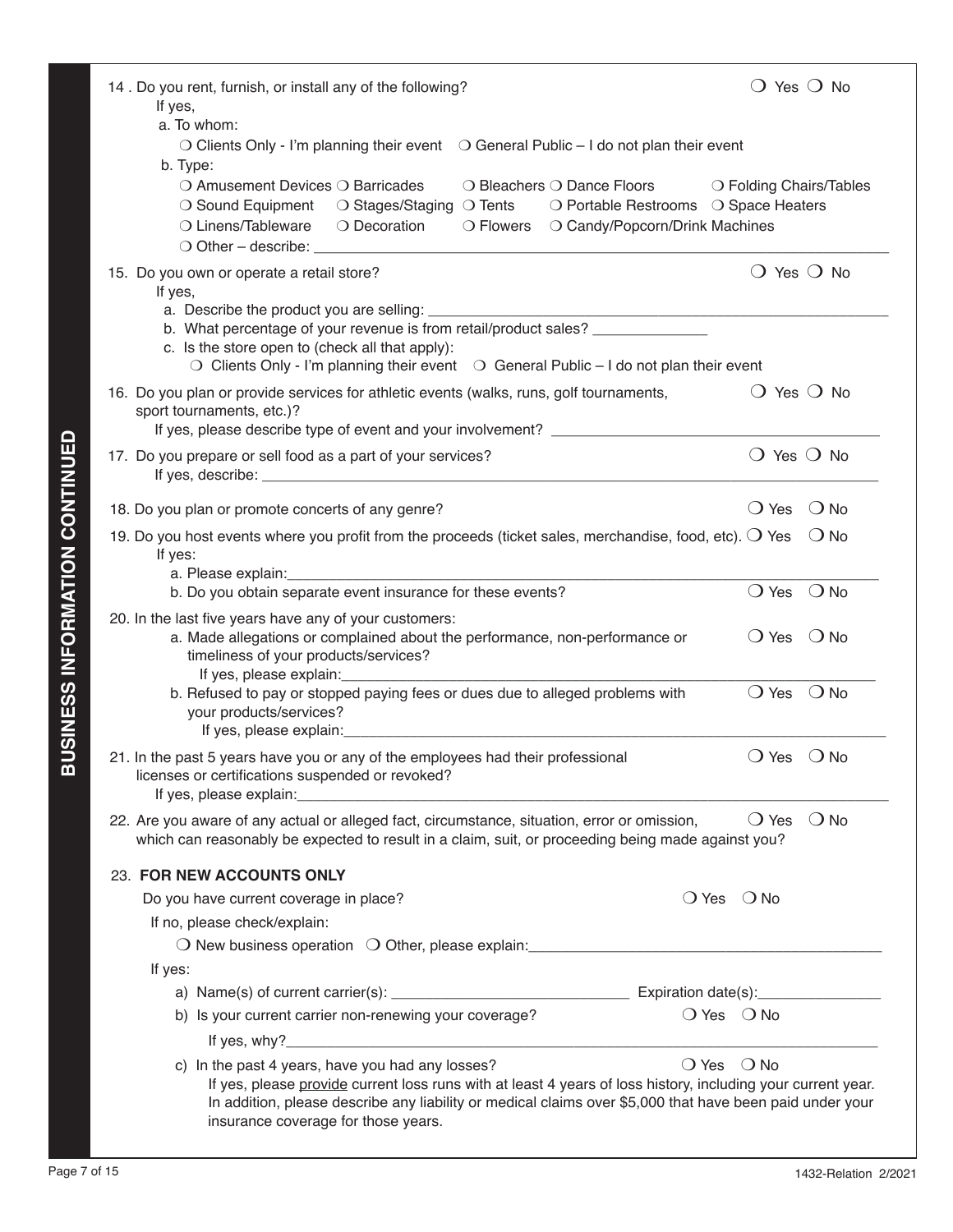**BUSINESS INFORMATION CONTINUED**

14 . Do you rent, furnish, or install any of the following? ❍ Yes ❍ No

If yes,

a. To whom:

❍ Clients Only - I'm planning their event ❍ General Public – I do not plan their event

b. Type:

❍ Amusement Devices ❍ Barricades ❍ Bleachers ❍ Dance Floors ❍ Folding Chairs/Tables
❍ Sound Equipment ❍ Stages/Staging ❍ Tents ❍ Portable Restrooms ❍ Space Heaters
❍ Linens/Tableware ❍ Decoration ❍ Flowers ❍ Candy/Popcorn/Drink Machines
❍ Other – describe: ____________________

15. Do you own or operate a retail store? ❍ Yes ❍ No

If yes,

a. Describe the product you are selling: ____________________

b. What percentage of your revenue is from retail/product sales? ______________

c. Is the store open to (check all that apply):

❍ Clients Only - I'm planning their event ❍ General Public – I do not plan their event

16. Do you plan or provide services for athletic events (walks, runs, golf tournaments, sport tournaments, etc.)? ❍ Yes ❍ No

If yes, please describe type of event and your involvement? ____________________

17. Do you prepare or sell food as a part of your services? ❍ Yes ❍ No

If yes, describe: ____________________

18. Do you plan or promote concerts of any genre? ❍ Yes ❍ No

19. Do you host events where you profit from the proceeds (ticket sales, merchandise, food, etc). ❍ Yes ❍ No

If yes:

a. Please explain: ____________________

b. Do you obtain separate event insurance for these events? ❍ Yes ❍ No

20. In the last five years have any of your customers:

a. Made allegations or complained about the performance, non-performance or timeliness of your products/services? ❍ Yes ❍ No

If yes, please explain: ____________________

b. Refused to pay or stopped paying fees or dues due to alleged problems with your products/services? ❍ Yes ❍ No

If yes, please explain: ____________________

21. In the past 5 years have you or any of the employees had their professional licenses or certifications suspended or revoked? ❍ Yes ❍ No

If yes, please explain: ____________________

22. Are you aware of any actual or alleged fact, circumstance, situation, error or omission, which can reasonably be expected to result in a claim, suit, or proceeding being made against you? ❍ Yes ❍ No

23. **FOR NEW ACCOUNTS ONLY**

Do you have current coverage in place? ❍ Yes ❍ No

If no, please check/explain:

❍ New business operation ❍ Other, please explain: ____________________

If yes:

a) Name(s) of current carrier(s): ____________________ Expiration date(s): ______________

b) Is your current carrier non-renewing your coverage? ❍ Yes ❍ No

If yes, why? ____________________

c) In the past 4 years, have you had any losses? ❍ Yes ❍ No

If yes, please provide current loss runs with at least 4 years of loss history, including your current year. In addition, please describe any liability or medical claims over $5,000 that have been paid under your insurance coverage for those years.

1432-Relation 2/2021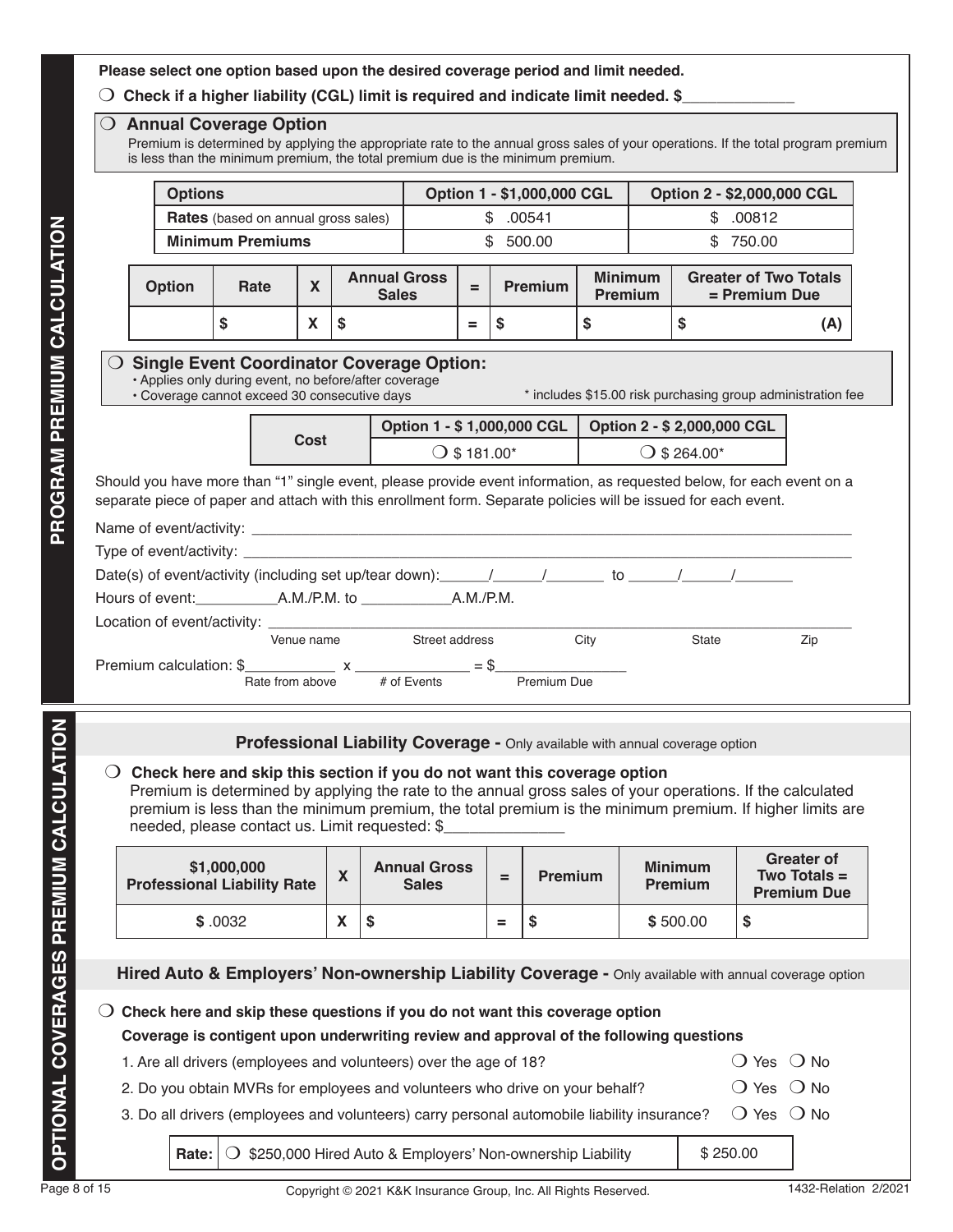# PROGRAM PREMIUM CALCULATION

**Please select one option based upon the desired coverage period and limit needed.**

❍ **Check if a higher liability (CGL) limit is required and indicate limit needed. $\_\_\_\_\_\_\_\_\_\_\_\_**

## ❍ Annual Coverage Option

Premium is determined by applying the appropriate rate to the annual gross sales of your operations. If the total program premium is less than the minimum premium, the total premium due is the minimum premium.

| Options | Option 1 - $1,000,000 CGL | Option 2 - $2,000,000 CGL |
|---|---|---|
| **Rates** (based on annual gross sales) | $ .00541 | $ .00812 |
| **Minimum Premiums** | $ 500.00 | $ 750.00 |

| Option | Rate | X | Annual Gross Sales | = | Premium | Minimum Premium | Greater of Two Totals = Premium Due |
|---|---|---|---|---|---|---|---|
| | $ | X | $ | = | $ | $ | $ **(A)** |

## ❍ Single Event Coordinator Coverage Option:

- Applies only during event, no before/after coverage
- Coverage cannot exceed 30 consecutive days

\* includes $15.00 risk purchasing group administration fee

| Cost | Option 1 - $ 1,000,000 CGL | Option 2 - $ 2,000,000 CGL |
|---|---|---|
| | ❍ $ 181.00* | ❍ $ 264.00* |

Should you have more than "1" single event, please provide event information, as requested below, for each event on a separate piece of paper and attach with this enrollment form. Separate policies will be issued for each event.

Name of event/activity: \_\_\_\_\_\_\_\_\_\_\_\_\_\_\_\_\_\_\_\_\_\_\_\_\_\_\_\_\_\_\_\_\_\_\_\_\_\_\_\_

Type of event/activity: \_\_\_\_\_\_\_\_\_\_\_\_\_\_\_\_\_\_\_\_\_\_\_\_\_\_\_\_\_\_\_\_\_\_\_\_\_\_\_\_

Date(s) of event/activity (including set up/tear down): \_\_\_\_\_/\_\_\_\_\_/\_\_\_\_\_\_ to \_\_\_\_\_/\_\_\_\_\_/\_\_\_\_\_\_

Hours of event: \_\_\_\_\_\_\_\_\_\_ A.M./P.M. to \_\_\_\_\_\_\_\_\_\_ A.M./P.M.

Location of event/activity: \_\_\_\_\_\_\_\_\_\_\_\_\_\_\_\_\_\_\_\_\_\_\_\_\_\_\_\_\_\_\_\_\_\_\_\_\_\_\_\_
Venue name — Street address — City — State — Zip

Premium calculation: $\_\_\_\_\_\_\_\_\_\_ x \_\_\_\_\_\_\_\_\_\_ = $\_\_\_\_\_\_\_\_\_\_
Rate from above — # of Events — Premium Due

# OPTIONAL COVERAGES PREMIUM CALCULATION

## Professional Liability Coverage - Only available with annual coverage option

❍ **Check here and skip this section if you do not want this coverage option**

Premium is determined by applying the rate to the annual gross sales of your operations. If the calculated premium is less than the minimum premium, the total premium is the minimum premium. If higher limits are needed, please contact us. Limit requested: $\_\_\_\_\_\_\_\_\_\_\_\_

| $1,000,000 Professional Liability Rate | X | Annual Gross Sales | = | Premium | Minimum Premium | Greater of Two Totals = Premium Due |
|---|---|---|---|---|---|---|
| $ .0032 | X | $ | = | $ | $ 500.00 | $ |

## Hired Auto & Employers' Non-ownership Liability Coverage - Only available with annual coverage option

❍ **Check here and skip these questions if you do not want this coverage option**

**Coverage is contigent upon underwriting review and approval of the following questions**

1. Are all drivers (employees and volunteers) over the age of 18? ❍ Yes ❍ No
2. Do you obtain MVRs for employees and volunteers who drive on your behalf? ❍ Yes ❍ No
3. Do all drivers (employees and volunteers) carry personal automobile liability insurance? ❍ Yes ❍ No

| **Rate:** | ❍ $250,000 Hired Auto & Employers' Non-ownership Liability | $ 250.00 |
|---|---|---|

Copyright © 2021 K&K Insurance Group, Inc. All Rights Reserved. 1432-Relation 2/2021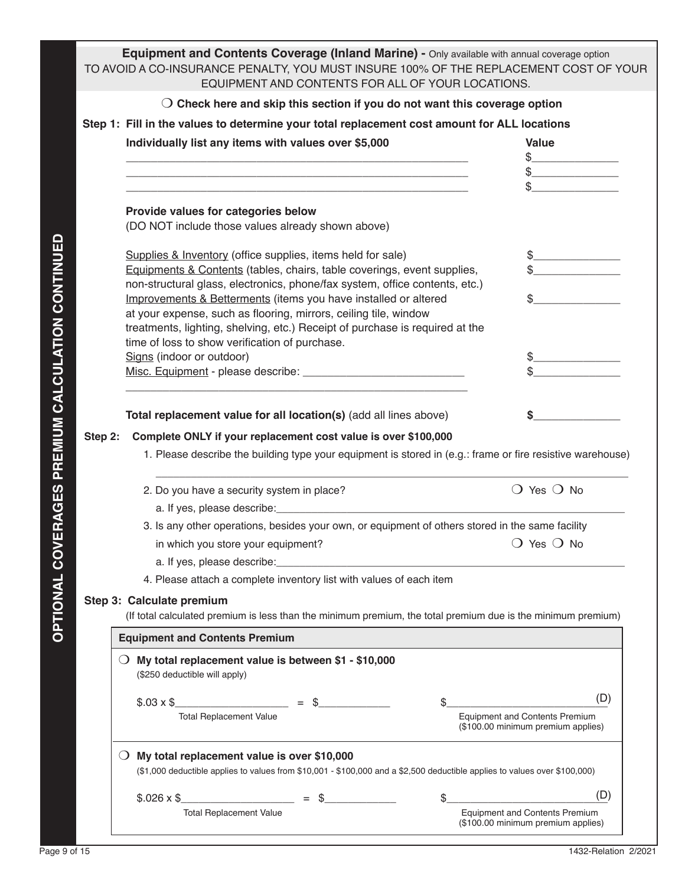## Equipment and Contents Coverage (Inland Marine) - Only available with annual coverage option

TO AVOID A CO-INSURANCE PENALTY, YOU MUST INSURE 100% OF THE REPLACEMENT COST OF YOUR EQUIPMENT AND CONTENTS FOR ALL OF YOUR LOCATIONS.

❍ **Check here and skip this section if you do not want this coverage option**

**Step 1: Fill in the values to determine your total replacement cost amount for ALL locations**

| Individually list any items with values over $5,000 | Value |
|---|---|
| ______________________________________________ | $_____________ |
| ______________________________________________ | $_____________ |
| ______________________________________________ | $_____________ |

**Provide values for categories below**
(DO NOT include those values already shown above)

| | |
|---|---|
| Supplies & Inventory (office supplies, items held for sale) | $_____________ |
| Equipments & Contents (tables, chairs, table coverings, event supplies, non-structural glass, electronics, phone/fax system, office contents, etc.) | $_____________ |
| Improvements & Betterments (items you have installed or altered at your expense, such as flooring, mirrors, ceiling tile, window treatments, lighting, shelving, etc.) Receipt of purchase is required at the time of loss to show verification of purchase. | $_____________ |
| Signs (indoor or outdoor) | $_____________ |
| Misc. Equipment - please describe: ______________________ ______________________________________________ | $_____________ |
| **Total replacement value for all location(s)** (add all lines above) | **$**_____________ |

**Step 2: Complete ONLY if your replacement cost value is over $100,000**

1. Please describe the building type your equipment is stored in (e.g.: frame or fire resistive warehouse)
   ______________________________________________
2. Do you have a security system in place? ❍ Yes ❍ No
   a. If yes, please describe:______________________________________________
3. Is any other operations, besides your own, or equipment of others stored in the same facility in which you store your equipment? ❍ Yes ❍ No
   a. If yes, please describe:______________________________________________
4. Please attach a complete inventory list with values of each item

**Step 3: Calculate premium**

(If total calculated premium is less than the minimum premium, the total premium due is the minimum premium)

**Equipment and Contents Premium**

❍ **My total replacement value is between $1 - $10,000**
($250 deductible will apply)

$.03 x $________________ = $__________ $____________________ (D)

Total Replacement Value — Equipment and Contents Premium ($100.00 minimum premium applies)

❍ **My total replacement value is over $10,000**
($1,000 deductible applies to values from $10,001 - $100,000 and a $2,500 deductible applies to values over $100,000)

$.026 x $________________ = $__________ $____________________ (D)

Total Replacement Value — Equipment and Contents Premium ($100.00 minimum premium applies)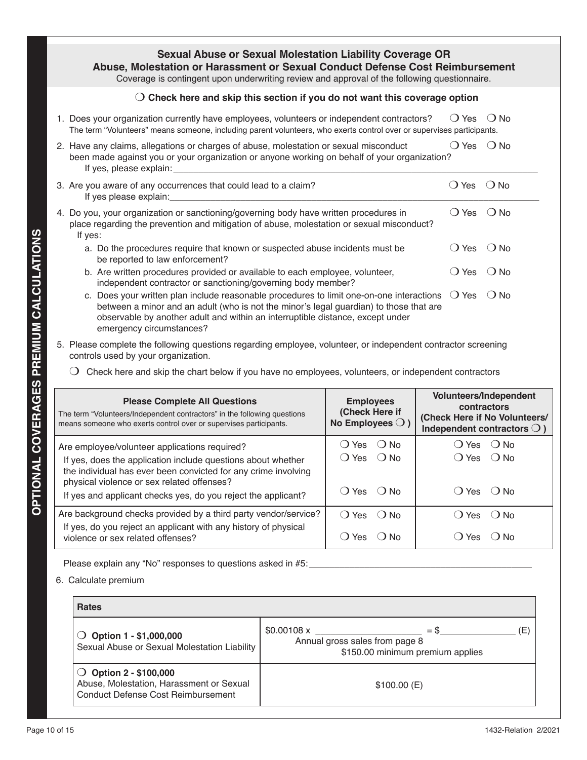**OPTIONAL COVERAGES PREMIUM CALCULATIONS**

## Sexual Abuse or Sexual Molestation Liability Coverage OR Abuse, Molestation or Harassment or Sexual Conduct Defense Cost Reimbursement

Coverage is contingent upon underwriting review and approval of the following questionnaire.

**❍ Check here and skip this section if you do not want this coverage option**

1. Does your organization currently have employees, volunteers or independent contractors? ❍ Yes ❍ No
   The term "Volunteers" means someone, including parent volunteers, who exerts control over or supervises participants.
2. Have any claims, allegations or charges of abuse, molestation or sexual misconduct been made against you or your organization or anyone working on behalf of your organization? ❍ Yes ❍ No
   If yes, please explain: ____________________
3. Are you aware of any occurrences that could lead to a claim? ❍ Yes ❍ No
   If yes please explain: ____________________
4. Do you, your organization or sanctioning/governing body have written procedures in place regarding the prevention and mitigation of abuse, molestation or sexual misconduct? ❍ Yes ❍ No
   If yes:
   a. Do the procedures require that known or suspected abuse incidents must be reported to law enforcement? ❍ Yes ❍ No
   b. Are written procedures provided or available to each employee, volunteer, independent contractor or sanctioning/governing body member? ❍ Yes ❍ No
   c. Does your written plan include reasonable procedures to limit one-on-one interactions between a minor and an adult (who is not the minor's legal guardian) to those that are observable by another adult and within an interruptible distance, except under emergency circumstances? ❍ Yes ❍ No
5. Please complete the following questions regarding employee, volunteer, or independent contractor screening controls used by your organization.

   ❍ Check here and skip the chart below if you have no employees, volunteers, or independent contractors

| **Please Complete All Questions**<br>The term "Volunteers/Independent contractors" in the following questions means someone who exerts control over or supervises participants. | **Employees (Check Here if No Employees ❍ )** | **Volunteers/Independent contractors (Check Here if No Volunteers/ Independent contractors ❍ )** |
|---|---|---|
| Are employee/volunteer applications required? | ❍ Yes ❍ No | ❍ Yes ❍ No |
| If yes, does the application include questions about whether the individual has ever been convicted for any crime involving physical violence or sex related offenses? | ❍ Yes ❍ No | ❍ Yes ❍ No |
| If yes and applicant checks yes, do you reject the applicant? | ❍ Yes ❍ No | ❍ Yes ❍ No |
| Are background checks provided by a third party vendor/service? | ❍ Yes ❍ No | ❍ Yes ❍ No |
| If yes, do you reject an applicant with any history of physical violence or sex related offenses? | ❍ Yes ❍ No | ❍ Yes ❍ No |

Please explain any "No" responses to questions asked in #5: ____________________

6. Calculate premium

| **Rates** | |
|---|---|
| ❍ **Option 1 - $1,000,000**<br>Sexual Abuse or Sexual Molestation Liability | $0.00108 x ____________ = $____________ (E)<br>Annual gross sales from page 8<br>$150.00 minimum premium applies |
| ❍ **Option 2 - $100,000**<br>Abuse, Molestation, Harassment or Sexual Conduct Defense Cost Reimbursement | $100.00 (E) |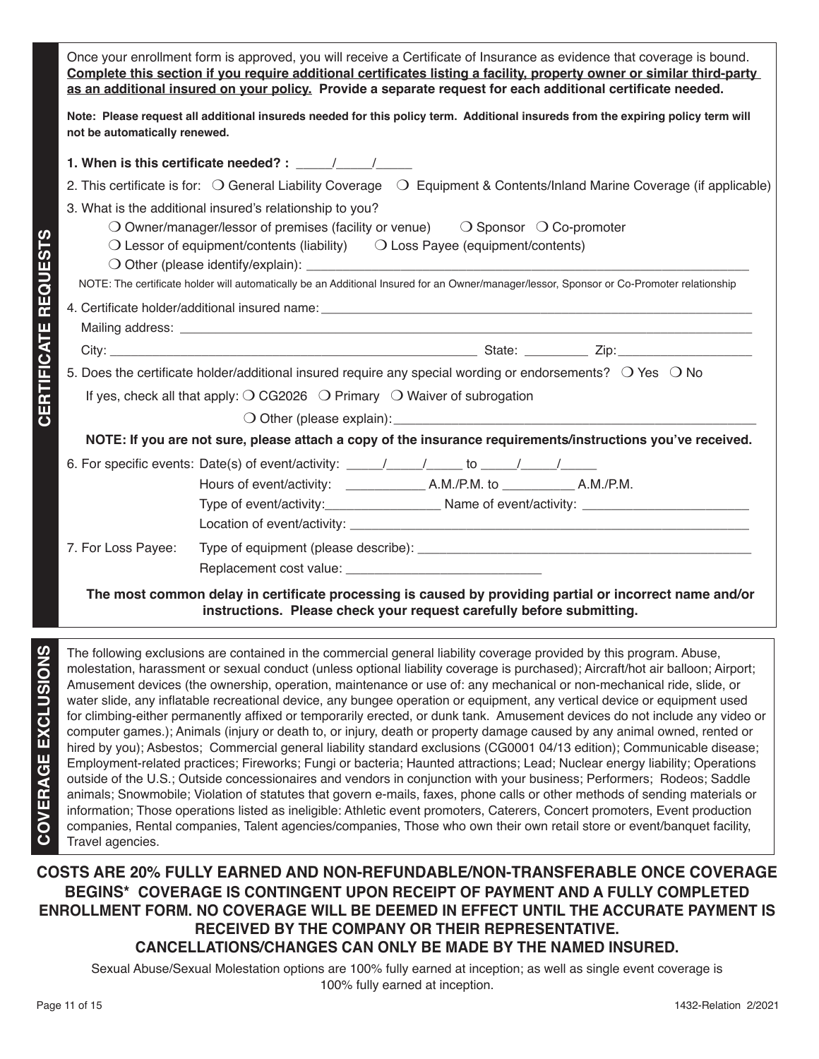## CERTIFICATE REQUESTS

Once your enrollment form is approved, you will receive a Certificate of Insurance as evidence that coverage is bound. **Complete this section if you require additional certificates listing a facility, property owner or similar third-party as an additional insured on your policy. Provide a separate request for each additional certificate needed.**

**Note: Please request all additional insureds needed for this policy term. Additional insureds from the expiring policy term will not be automatically renewed.**

**1. When is this certificate needed? :** _____/_____/_____

2. This certificate is for: ❍ General Liability Coverage ❍ Equipment & Contents/Inland Marine Coverage (if applicable)

3. What is the additional insured's relationship to you?

❍ Owner/manager/lessor of premises (facility or venue) ❍ Sponsor ❍ Co-promoter

❍ Lessor of equipment/contents (liability) ❍ Loss Payee (equipment/contents)

❍ Other (please identify/explain): ______________________________

NOTE: The certificate holder will automatically be an Additional Insured for an Owner/manager/lessor, Sponsor or Co-Promoter relationship

4. Certificate holder/additional insured name: ______________________________

Mailing address: ______________________________

City: ______________________ State: _________ Zip: ______________

5. Does the certificate holder/additional insured require any special wording or endorsements? ❍ Yes ❍ No

If yes, check all that apply: ❍ CG2026 ❍ Primary ❍ Waiver of subrogation

❍ Other (please explain): ______________________________

**NOTE: If you are not sure, please attach a copy of the insurance requirements/instructions you've received.**

6. For specific events: Date(s) of event/activity: _____/_____/_____ to _____/_____/_____

Hours of event/activity: ___________ A.M./P.M. to __________ A.M./P.M.

Type of event/activity: ________________ Name of event/activity: ______________________

Location of event/activity: ______________________________

7. For Loss Payee: Type of equipment (please describe): ______________________________

Replacement cost value: ___________________________

**The most common delay in certificate processing is caused by providing partial or incorrect name and/or instructions. Please check your request carefully before submitting.**

## COVERAGE EXCLUSIONS

The following exclusions are contained in the commercial general liability coverage provided by this program. Abuse, molestation, harassment or sexual conduct (unless optional liability coverage is purchased); Aircraft/hot air balloon; Airport; Amusement devices (the ownership, operation, maintenance or use of: any mechanical or non-mechanical ride, slide, or water slide, any inflatable recreational device, any bungee operation or equipment, any vertical device or equipment used for climbing-either permanently affixed or temporarily erected, or dunk tank. Amusement devices do not include any video or computer games.); Animals (injury or death to, or injury, death or property damage caused by any animal owned, rented or hired by you); Asbestos; Commercial general liability standard exclusions (CG0001 04/13 edition); Communicable disease; Employment-related practices; Fireworks; Fungi or bacteria; Haunted attractions; Lead; Nuclear energy liability; Operations outside of the U.S.; Outside concessionaires and vendors in conjunction with your business; Performers; Rodeos; Saddle animals; Snowmobile; Violation of statutes that govern e-mails, faxes, phone calls or other methods of sending materials or information; Those operations listed as ineligible: Athletic event promoters, Caterers, Concert promoters, Event production companies, Rental companies, Talent agencies/companies, Those who own their own retail store or event/banquet facility, Travel agencies.

**COSTS ARE 20% FULLY EARNED AND NON-REFUNDABLE/NON-TRANSFERABLE ONCE COVERAGE BEGINS* COVERAGE IS CONTINGENT UPON RECEIPT OF PAYMENT AND A FULLY COMPLETED ENROLLMENT FORM. NO COVERAGE WILL BE DEEMED IN EFFECT UNTIL THE ACCURATE PAYMENT IS RECEIVED BY THE COMPANY OR THEIR REPRESENTATIVE. CANCELLATIONS/CHANGES CAN ONLY BE MADE BY THE NAMED INSURED.**

Sexual Abuse/Sexual Molestation options are 100% fully earned at inception; as well as single event coverage is 100% fully earned at inception.

1432-Relation 2/2021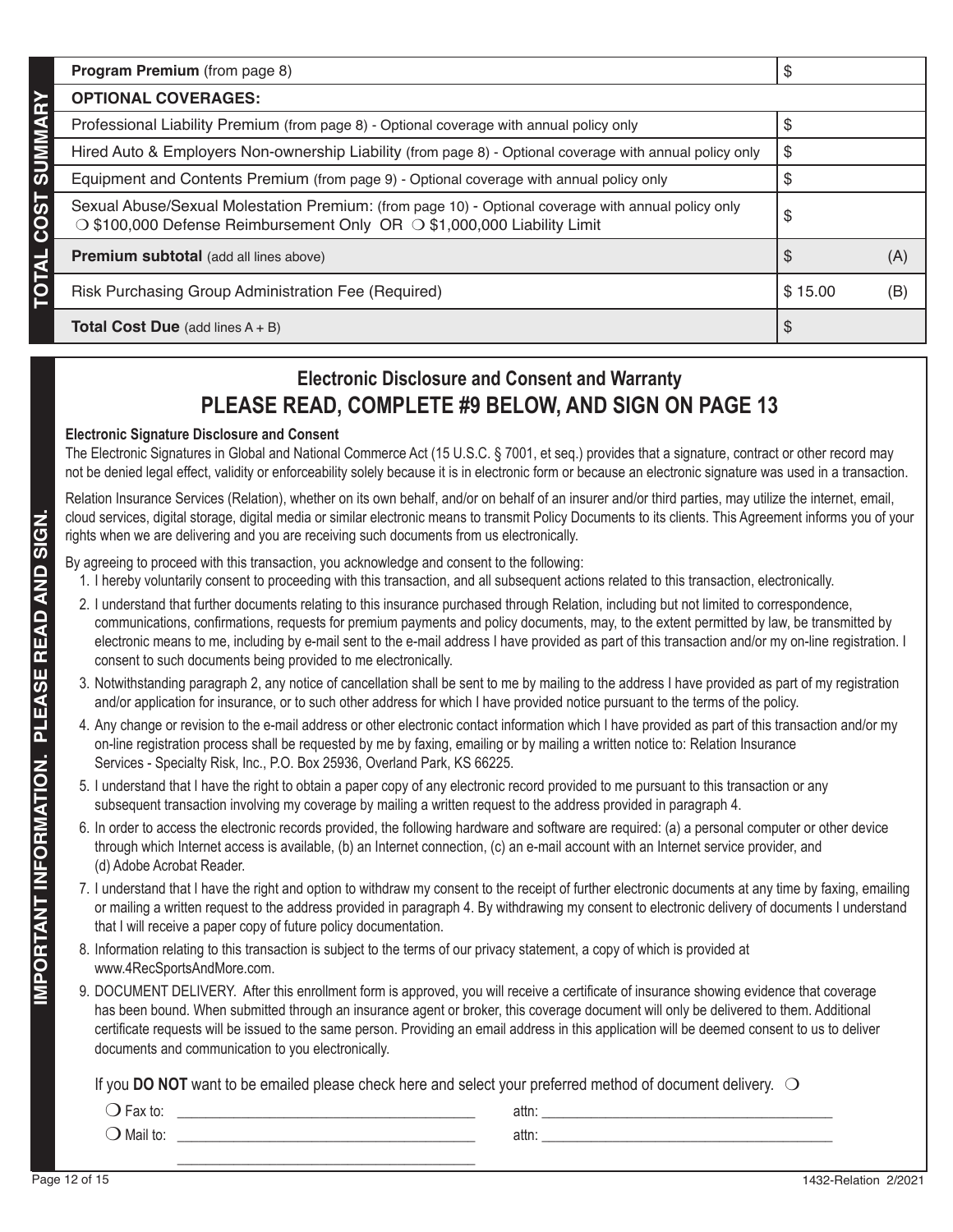## TOTAL COST SUMMARY

| | |
|---|---|
| **Program Premium** (from page 8) | $ |
| **OPTIONAL COVERAGES:** | |
| Professional Liability Premium (from page 8) - Optional coverage with annual policy only | $ |
| Hired Auto & Employers Non-ownership Liability (from page 8) - Optional coverage with annual policy only | $ |
| Equipment and Contents Premium (from page 9) - Optional coverage with annual policy only | $ |
| Sexual Abuse/Sexual Molestation Premium: (from page 10) - Optional coverage with annual policy only ❍ $100,000 Defense Reimbursement Only OR ❍ $1,000,000 Liability Limit | $ |
| **Premium subtotal** (add all lines above) | $ (A) |
| Risk Purchasing Group Administration Fee (Required) | $ 15.00 (B) |
| **Total Cost Due** (add lines A + B) | $ |

## IMPORTANT INFORMATION. PLEASE READ AND SIGN.

### Electronic Disclosure and Consent and Warranty

## PLEASE READ, COMPLETE #9 BELOW, AND SIGN ON PAGE 13

**Electronic Signature Disclosure and Consent**

The Electronic Signatures in Global and National Commerce Act (15 U.S.C. § 7001, et seq.) provides that a signature, contract or other record may not be denied legal effect, validity or enforceability solely because it is in electronic form or because an electronic signature was used in a transaction.

Relation Insurance Services (Relation), whether on its own behalf, and/or on behalf of an insurer and/or third parties, may utilize the internet, email, cloud services, digital storage, digital media or similar electronic means to transmit Policy Documents to its clients. This Agreement informs you of your rights when we are delivering and you are receiving such documents from us electronically.

By agreeing to proceed with this transaction, you acknowledge and consent to the following:

1. I hereby voluntarily consent to proceeding with this transaction, and all subsequent actions related to this transaction, electronically.
2. I understand that further documents relating to this insurance purchased through Relation, including but not limited to correspondence, communications, confirmations, requests for premium payments and policy documents, may, to the extent permitted by law, be transmitted by electronic means to me, including by e-mail sent to the e-mail address I have provided as part of this transaction and/or my on-line registration. I consent to such documents being provided to me electronically.
3. Notwithstanding paragraph 2, any notice of cancellation shall be sent to me by mailing to the address I have provided as part of my registration and/or application for insurance, or to such other address for which I have provided notice pursuant to the terms of the policy.
4. Any change or revision to the e-mail address or other electronic contact information which I have provided as part of this transaction and/or my on-line registration process shall be requested by me by faxing, emailing or by mailing a written notice to: Relation Insurance Services - Specialty Risk, Inc., P.O. Box 25936, Overland Park, KS 66225.
5. I understand that I have the right to obtain a paper copy of any electronic record provided to me pursuant to this transaction or any subsequent transaction involving my coverage by mailing a written request to the address provided in paragraph 4.
6. In order to access the electronic records provided, the following hardware and software are required: (a) a personal computer or other device through which Internet access is available, (b) an Internet connection, (c) an e-mail account with an Internet service provider, and (d) Adobe Acrobat Reader.
7. I understand that I have the right and option to withdraw my consent to the receipt of further electronic documents at any time by faxing, emailing or mailing a written request to the address provided in paragraph 4. By withdrawing my consent to electronic delivery of documents I understand that I will receive a paper copy of future policy documentation.
8. Information relating to this transaction is subject to the terms of our privacy statement, a copy of which is provided at www.4RecSportsAndMore.com.
9. DOCUMENT DELIVERY. After this enrollment form is approved, you will receive a certificate of insurance showing evidence that coverage has been bound. When submitted through an insurance agent or broker, this coverage document will only be delivered to them. Additional certificate requests will be issued to the same person. Providing an email address in this application will be deemed consent to us to deliver documents and communication to you electronically.

If you **DO NOT** want to be emailed please check here and select your preferred method of document delivery. ❍

❍ Fax to: ______________________________ attn: ______________________________

❍ Mail to: ______________________________ attn: ______________________________

______________________________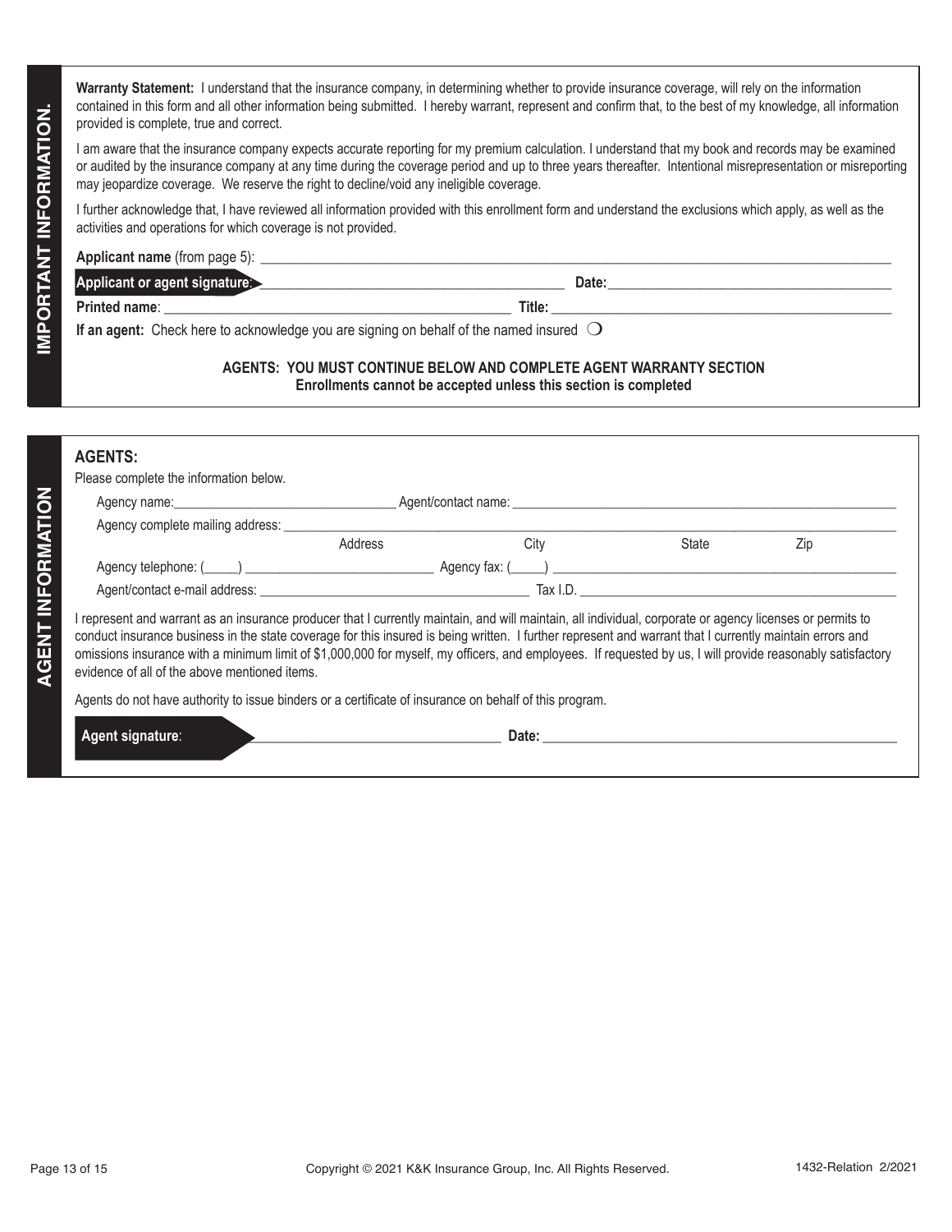## IMPORTANT INFORMATION.

**Warranty Statement:** I understand that the insurance company, in determining whether to provide insurance coverage, will rely on the information contained in this form and all other information being submitted. I hereby warrant, represent and confirm that, to the best of my knowledge, all information provided is complete, true and correct.

I am aware that the insurance company expects accurate reporting for my premium calculation. I understand that my book and records may be examined or audited by the insurance company at any time during the coverage period and up to three years thereafter. Intentional misrepresentation or misreporting may jeopardize coverage. We reserve the right to decline/void any ineligible coverage.

I further acknowledge that, I have reviewed all information provided with this enrollment form and understand the exclusions which apply, as well as the activities and operations for which coverage is not provided.

**Applicant name** (from page 5): ______________________________

**Applicant or agent signature**: ______________________________ **Date:** ______________________________

**Printed name**: ______________________________ **Title:** ______________________________

**If an agent:** Check here to acknowledge you are signing on behalf of the named insured ❍

**AGENTS: YOU MUST CONTINUE BELOW AND COMPLETE AGENT WARRANTY SECTION**
**Enrollments cannot be accepted unless this section is completed**

## AGENT INFORMATION

**AGENTS:**

Please complete the information below.

Agency name: ______________________________ Agent/contact name: ______________________________

Agency complete mailing address: ______________________________
Address City State Zip

Agency telephone: (_____) ______________________________ Agency fax: (_____) ______________________________

Agent/contact e-mail address: ______________________________ Tax I.D. ______________________________

I represent and warrant as an insurance producer that I currently maintain, and will maintain, all individual, corporate or agency licenses or permits to conduct insurance business in the state coverage for this insured is being written. I further represent and warrant that I currently maintain errors and omissions insurance with a minimum limit of $1,000,000 for myself, my officers, and employees. If requested by us, I will provide reasonably satisfactory evidence of all of the above mentioned items.

Agents do not have authority to issue binders or a certificate of insurance on behalf of this program.

**Agent signature**: ______________________________ **Date:** ______________________________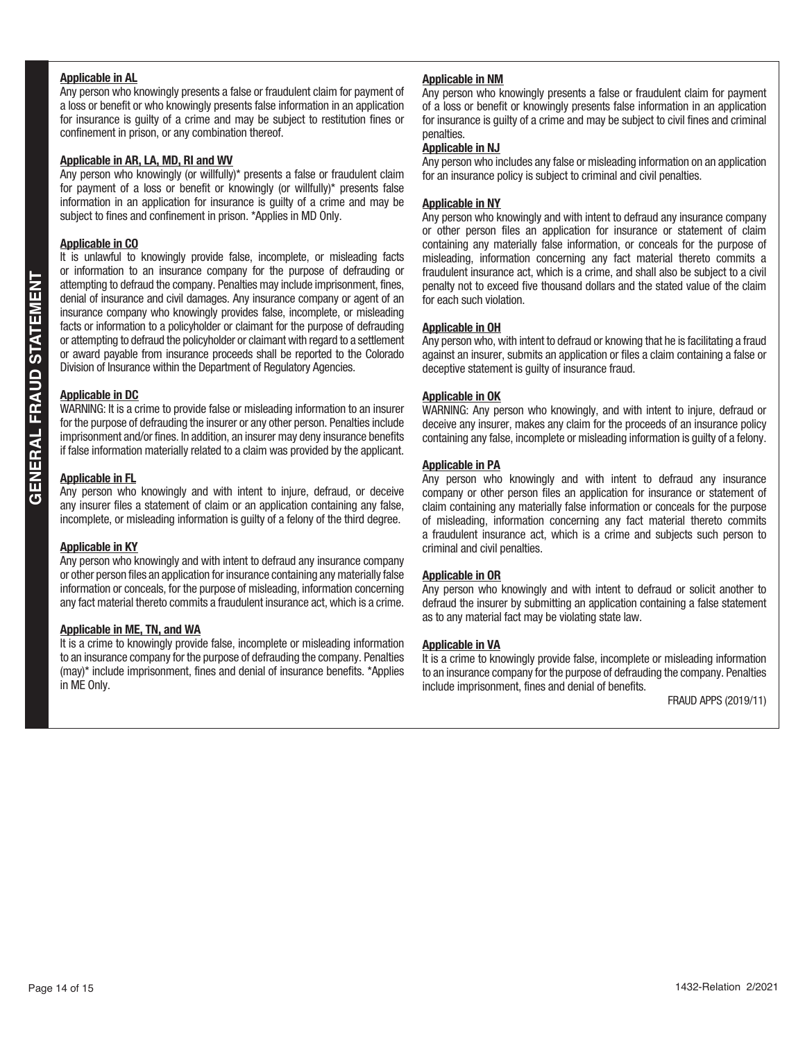# GENERAL FRAUD STATEMENT

**Applicable in AL**

Any person who knowingly presents a false or fraudulent claim for payment of a loss or benefit or who knowingly presents false information in an application for insurance is guilty of a crime and may be subject to restitution fines or confinement in prison, or any combination thereof.

**Applicable in AR, LA, MD, RI and WV**

Any person who knowingly (or willfully)* presents a false or fraudulent claim for payment of a loss or benefit or knowingly (or willfully)* presents false information in an application for insurance is guilty of a crime and may be subject to fines and confinement in prison. *Applies in MD Only.

**Applicable in CO**

It is unlawful to knowingly provide false, incomplete, or misleading facts or information to an insurance company for the purpose of defrauding or attempting to defraud the company. Penalties may include imprisonment, fines, denial of insurance and civil damages. Any insurance company or agent of an insurance company who knowingly provides false, incomplete, or misleading facts or information to a policyholder or claimant for the purpose of defrauding or attempting to defraud the policyholder or claimant with regard to a settlement or award payable from insurance proceeds shall be reported to the Colorado Division of Insurance within the Department of Regulatory Agencies.

**Applicable in DC**

WARNING: It is a crime to provide false or misleading information to an insurer for the purpose of defrauding the insurer or any other person. Penalties include imprisonment and/or fines. In addition, an insurer may deny insurance benefits if false information materially related to a claim was provided by the applicant.

**Applicable in FL**

Any person who knowingly and with intent to injure, defraud, or deceive any insurer files a statement of claim or an application containing any false, incomplete, or misleading information is guilty of a felony of the third degree.

**Applicable in KY**

Any person who knowingly and with intent to defraud any insurance company or other person files an application for insurance containing any materially false information or conceals, for the purpose of misleading, information concerning any fact material thereto commits a fraudulent insurance act, which is a crime.

**Applicable in ME, TN, and WA**

It is a crime to knowingly provide false, incomplete or misleading information to an insurance company for the purpose of defrauding the company. Penalties (may)* include imprisonment, fines and denial of insurance benefits. *Applies in ME Only.

**Applicable in NM**

Any person who knowingly presents a false or fraudulent claim for payment of a loss or benefit or knowingly presents false information in an application for insurance is guilty of a crime and may be subject to civil fines and criminal penalties.

**Applicable in NJ**

Any person who includes any false or misleading information on an application for an insurance policy is subject to criminal and civil penalties.

**Applicable in NY**

Any person who knowingly and with intent to defraud any insurance company or other person files an application for insurance or statement of claim containing any materially false information, or conceals for the purpose of misleading, information concerning any fact material thereto commits a fraudulent insurance act, which is a crime, and shall also be subject to a civil penalty not to exceed five thousand dollars and the stated value of the claim for each such violation.

**Applicable in OH**

Any person who, with intent to defraud or knowing that he is facilitating a fraud against an insurer, submits an application or files a claim containing a false or deceptive statement is guilty of insurance fraud.

**Applicable in OK**

WARNING: Any person who knowingly, and with intent to injure, defraud or deceive any insurer, makes any claim for the proceeds of an insurance policy containing any false, incomplete or misleading information is guilty of a felony.

**Applicable in PA**

Any person who knowingly and with intent to defraud any insurance company or other person files an application for insurance or statement of claim containing any materially false information or conceals for the purpose of misleading, information concerning any fact material thereto commits a fraudulent insurance act, which is a crime and subjects such person to criminal and civil penalties.

**Applicable in OR**

Any person who knowingly and with intent to defraud or solicit another to defraud the insurer by submitting an application containing a false statement as to any material fact may be violating state law.

**Applicable in VA**

It is a crime to knowingly provide false, incomplete or misleading information to an insurance company for the purpose of defrauding the company. Penalties include imprisonment, fines and denial of benefits.

FRAUD APPS (2019/11)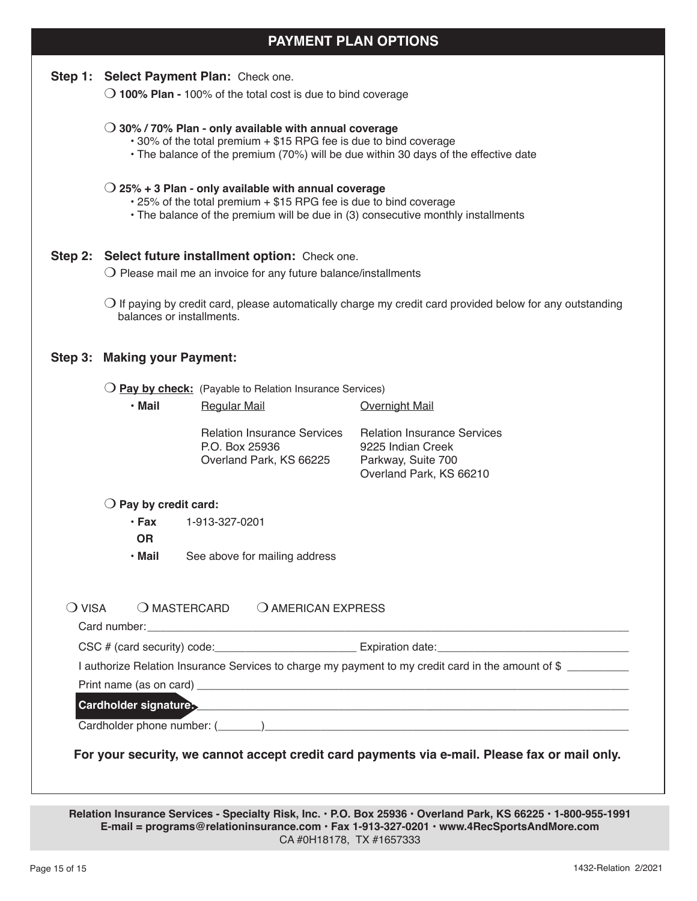## PAYMENT PLAN OPTIONS

**Step 1: Select Payment Plan:** Check one.

❍ **100% Plan -** 100% of the total cost is due to bind coverage

❍ **30% / 70% Plan - only available with annual coverage**
- 30% of the total premium + $15 RPG fee is due to bind coverage
- The balance of the premium (70%) will be due within 30 days of the effective date

❍ **25% + 3 Plan - only available with annual coverage**
- 25% of the total premium + $15 RPG fee is due to bind coverage
- The balance of the premium will be due in (3) consecutive monthly installments

**Step 2: Select future installment option:** Check one.

❍ Please mail me an invoice for any future balance/installments

❍ If paying by credit card, please automatically charge my credit card provided below for any outstanding balances or installments.

**Step 3: Making your Payment:**

❍ **Pay by check:** (Payable to Relation Insurance Services)

| | Regular Mail | Overnight Mail |
|---|---|---|
| • **Mail** | Relation Insurance Services<br>P.O. Box 25936<br>Overland Park, KS 66225 | Relation Insurance Services<br>9225 Indian Creek<br>Parkway, Suite 700<br>Overland Park, KS 66210 |

❍ **Pay by credit card:**
- **Fax** 1-913-327-0201

**OR**
- **Mail** See above for mailing address

❍ VISA ❍ MASTERCARD ❍ AMERICAN EXPRESS

Card number:_______________________________________________

CSC # (card security) code:_______________________ Expiration date:_______________________

I authorize Relation Insurance Services to charge my payment to my credit card in the amount of $ __________

Print name (as on card) _______________________________________________

**Cardholder signature:** _______________________________________________

Cardholder phone number: (_______)_______________________________________________

**For your security, we cannot accept credit card payments via e-mail. Please fax or mail only.**

**Relation Insurance Services - Specialty Risk, Inc. • P.O. Box 25936 • Overland Park, KS 66225 • 1-800-955-1991**
**E-mail = programs@relationinsurance.com • Fax 1-913-327-0201 • www.4RecSportsAndMore.com**
CA #0H18178, TX #1657333

1432-Relation 2/2021